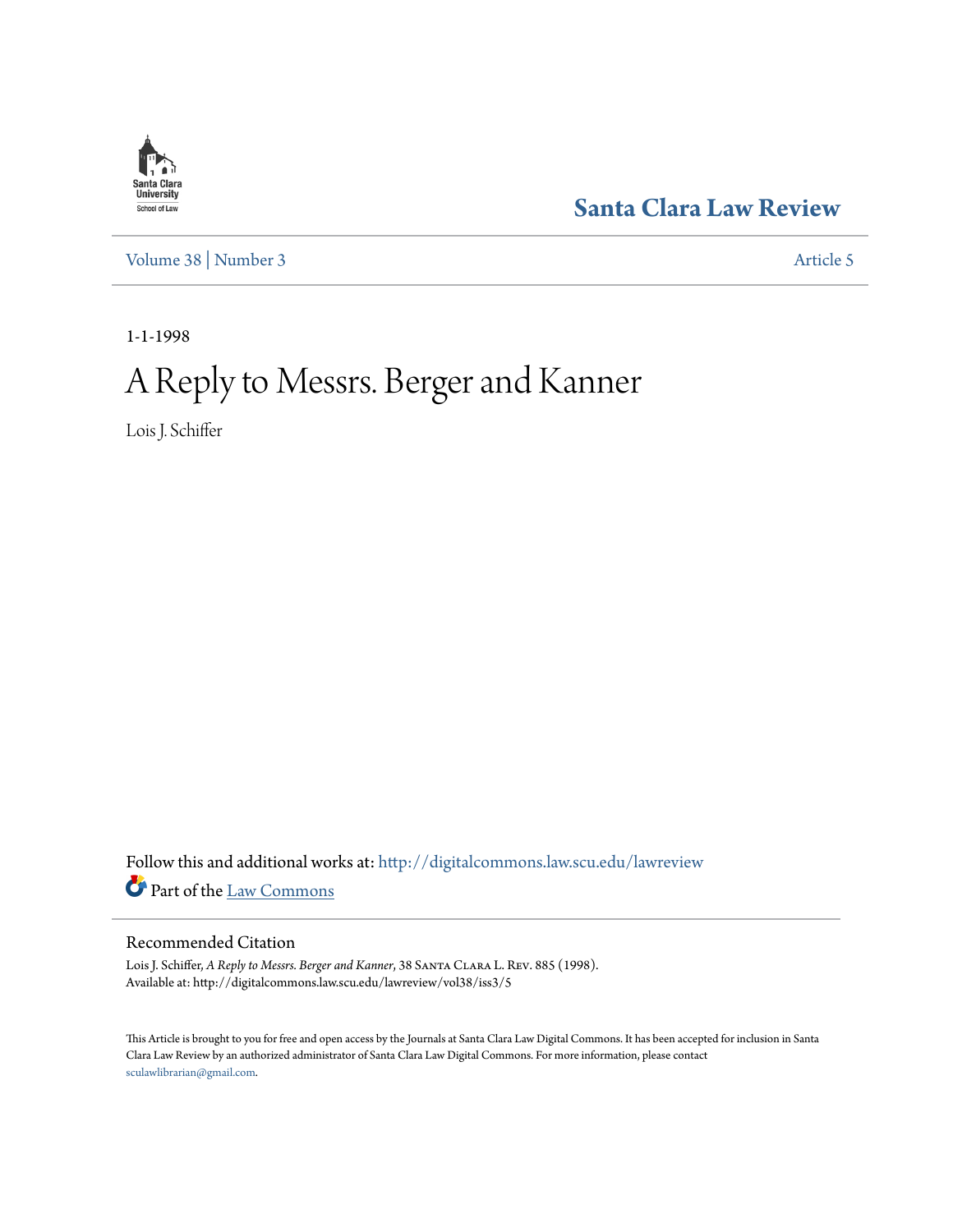Santa Clara Law Review

Volume 38 | Number 3 Article 5

1-1-1998

# A Reply to Messrs. Berger and Kanner

Lois J. Schiffer

Follow this and additional works at: http://digitalcommons.law.scu.edu/lawreview

Part of the Law Commons

## Recommended Citation

Lois J. Schiffer, *A Reply to Messrs. Berger and Kanner*, 38 Santa Clara L. Rev. 885 (1998).
Available at: http://digitalcommons.law.scu.edu/lawreview/vol38/iss3/5

This Article is brought to you for free and open access by the Journals at Santa Clara Law Digital Commons. It has been accepted for inclusion in Santa Clara Law Review by an authorized administrator of Santa Clara Law Digital Commons. For more information, please contact sculawlibrarian@gmail.com.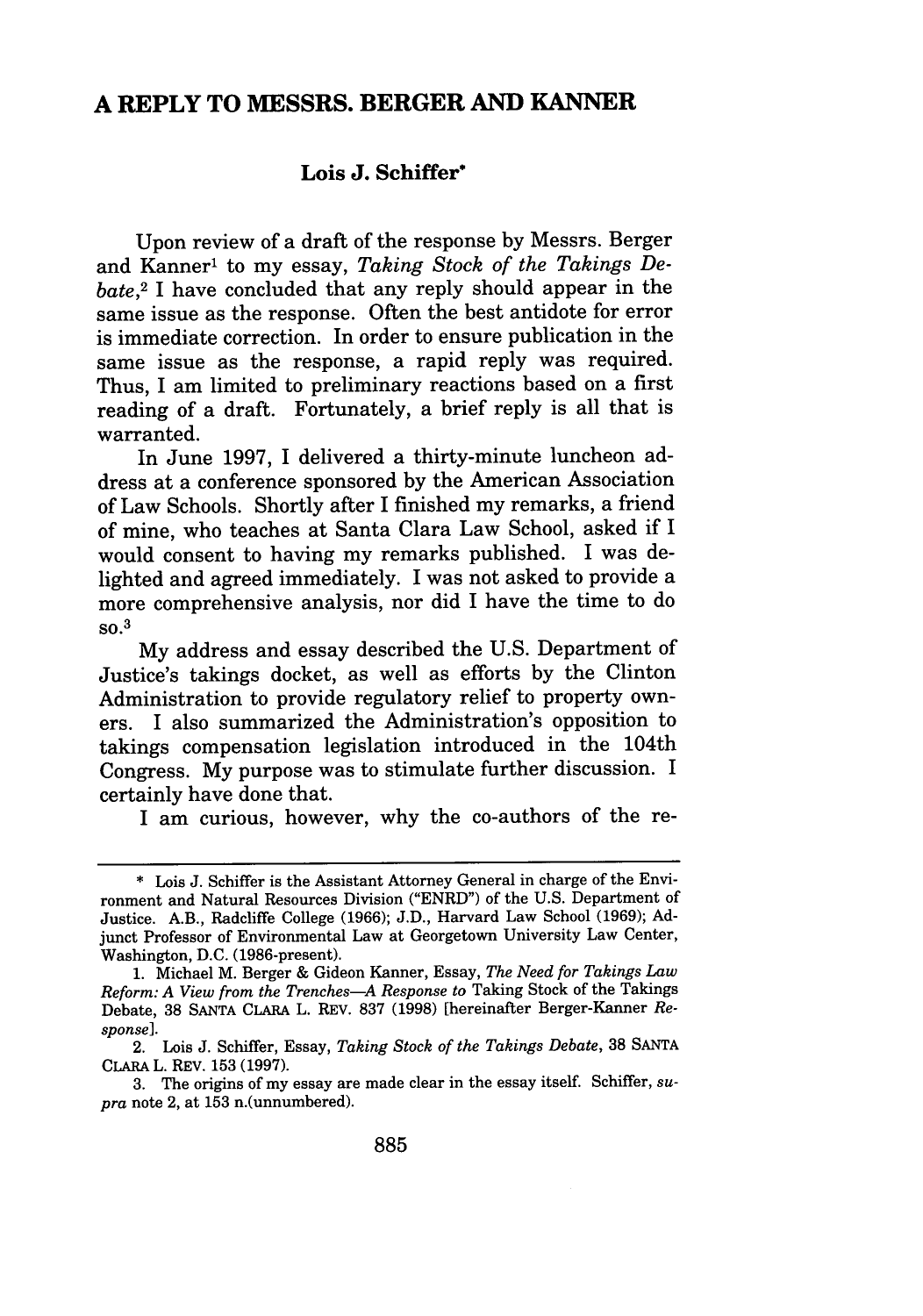# A REPLY TO MESSRS. BERGER AND KANNER

**Lois J. Schiffer***

Upon review of a draft of the response by Messrs. Berger and Kanner[1] to my essay, *Taking Stock of the Takings Debate*,[2] I have concluded that any reply should appear in the same issue as the response. Often the best antidote for error is immediate correction. In order to ensure publication in the same issue as the response, a rapid reply was required. Thus, I am limited to preliminary reactions based on a first reading of a draft. Fortunately, a brief reply is all that is warranted.

In June 1997, I delivered a thirty-minute luncheon address at a conference sponsored by the American Association of Law Schools. Shortly after I finished my remarks, a friend of mine, who teaches at Santa Clara Law School, asked if I would consent to having my remarks published. I was delighted and agreed immediately. I was not asked to provide a more comprehensive analysis, nor did I have the time to do so.[3]

My address and essay described the U.S. Department of Justice's takings docket, as well as efforts by the Clinton Administration to provide regulatory relief to property owners. I also summarized the Administration's opposition to takings compensation legislation introduced in the 104th Congress. My purpose was to stimulate further discussion. I certainly have done that.

I am curious, however, why the co-authors of the re-

---

\* Lois J. Schiffer is the Assistant Attorney General in charge of the Environment and Natural Resources Division ("ENRD") of the U.S. Department of Justice. A.B., Radcliffe College (1966); J.D., Harvard Law School (1969); Adjunct Professor of Environmental Law at Georgetown University Law Center, Washington, D.C. (1986-present).

1. Michael M. Berger & Gideon Kanner, Essay, *The Need for Takings Law Reform: A View from the Trenches—A Response to* Taking Stock of the Takings Debate, 38 SANTA CLARA L. REV. 837 (1998) [hereinafter Berger-Kanner *Response*].

2. Lois J. Schiffer, Essay, *Taking Stock of the Takings Debate*, 38 SANTA CLARA L. REV. 153 (1997).

3. The origins of my essay are made clear in the essay itself. Schiffer, *supra* note 2, at 153 n.(unnumbered).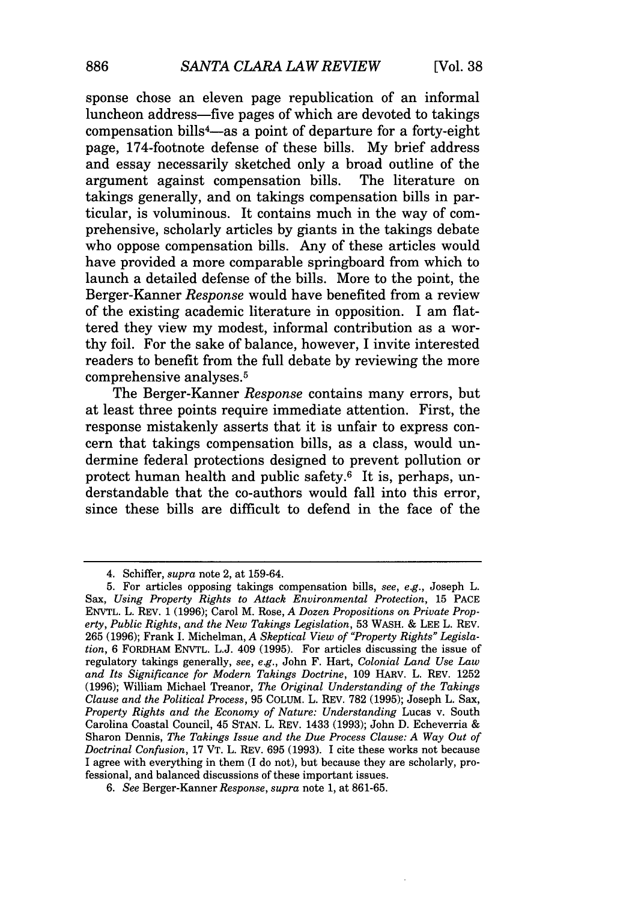sponse chose an eleven page republication of an informal luncheon address—five pages of which are devoted to takings compensation bills[4]—as a point of departure for a forty-eight page, 174-footnote defense of these bills. My brief address and essay necessarily sketched only a broad outline of the argument against compensation bills. The literature on takings generally, and on takings compensation bills in particular, is voluminous. It contains much in the way of comprehensive, scholarly articles by giants in the takings debate who oppose compensation bills. Any of these articles would have provided a more comparable springboard from which to launch a detailed defense of the bills. More to the point, the Berger-Kanner *Response* would have benefited from a review of the existing academic literature in opposition. I am flattered they view my modest, informal contribution as a worthy foil. For the sake of balance, however, I invite interested readers to benefit from the full debate by reviewing the more comprehensive analyses.[5]

The Berger-Kanner *Response* contains many errors, but at least three points require immediate attention. First, the response mistakenly asserts that it is unfair to express concern that takings compensation bills, as a class, would undermine federal protections designed to prevent pollution or protect human health and public safety.[6] It is, perhaps, understandable that the co-authors would fall into this error, since these bills are difficult to defend in the face of the

---

4. Schiffer, *supra* note 2, at 159-64.

5. For articles opposing takings compensation bills, *see, e.g.*, Joseph L. Sax, *Using Property Rights to Attack Environmental Protection*, 15 PACE ENVTL. L. REV. 1 (1996); Carol M. Rose, *A Dozen Propositions on Private Property, Public Rights, and the New Takings Legislation*, 53 WASH. & LEE L. REV. 265 (1996); Frank I. Michelman, *A Skeptical View of "Property Rights" Legislation*, 6 FORDHAM ENVTL. L.J. 409 (1995). For articles discussing the issue of regulatory takings generally, *see, e.g.*, John F. Hart, *Colonial Land Use Law and Its Significance for Modern Takings Doctrine*, 109 HARV. L. REV. 1252 (1996); William Michael Treanor, *The Original Understanding of the Takings Clause and the Political Process*, 95 COLUM. L. REV. 782 (1995); Joseph L. Sax, *Property Rights and the Economy of Nature: Understanding* Lucas v. South Carolina Coastal Council, 45 STAN. L. REV. 1433 (1993); John D. Echeverria & Sharon Dennis, *The Takings Issue and the Due Process Clause: A Way Out of Doctrinal Confusion*, 17 VT. L. REV. 695 (1993). I cite these works not because I agree with everything in them (I do not), but because they are scholarly, professional, and balanced discussions of these important issues.

6. *See* Berger-Kanner *Response*, *supra* note 1, at 861-65.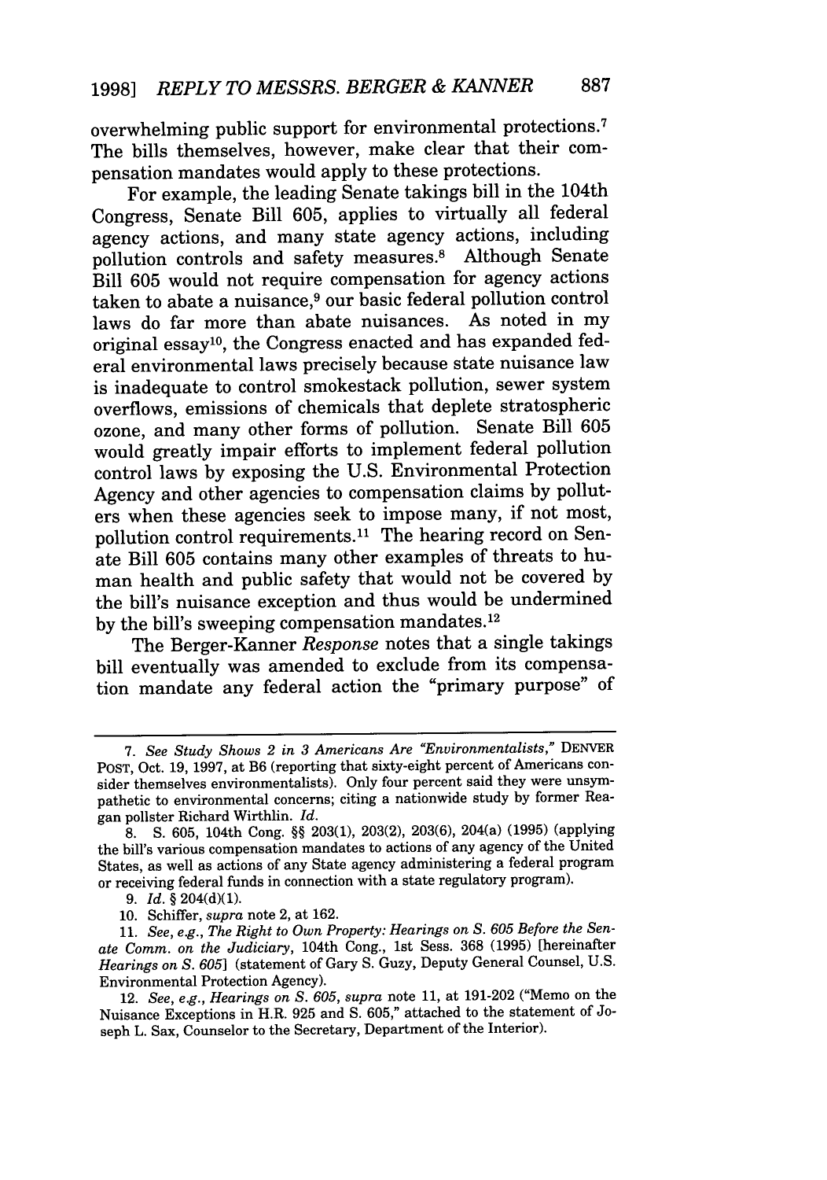overwhelming public support for environmental protections.[7] The bills themselves, however, make clear that their compensation mandates would apply to these protections.

For example, the leading Senate takings bill in the 104th Congress, Senate Bill 605, applies to virtually all federal agency actions, and many state agency actions, including pollution controls and safety measures.[8] Although Senate Bill 605 would not require compensation for agency actions taken to abate a nuisance,[9] our basic federal pollution control laws do far more than abate nuisances. As noted in my original essay[10], the Congress enacted and has expanded federal environmental laws precisely because state nuisance law is inadequate to control smokestack pollution, sewer system overflows, emissions of chemicals that deplete stratospheric ozone, and many other forms of pollution. Senate Bill 605 would greatly impair efforts to implement federal pollution control laws by exposing the U.S. Environmental Protection Agency and other agencies to compensation claims by polluters when these agencies seek to impose many, if not most, pollution control requirements.[11] The hearing record on Senate Bill 605 contains many other examples of threats to human health and public safety that would not be covered by the bill's nuisance exception and thus would be undermined by the bill's sweeping compensation mandates.[12]

The Berger-Kanner *Response* notes that a single takings bill eventually was amended to exclude from its compensation mandate any federal action the "primary purpose" of

---

7. *See Study Shows 2 in 3 Americans Are "Environmentalists,"* DENVER POST, Oct. 19, 1997, at B6 (reporting that sixty-eight percent of Americans consider themselves environmentalists). Only four percent said they were unsympathetic to environmental concerns; citing a nationwide study by former Reagan pollster Richard Wirthlin. *Id.*

8. S. 605, 104th Cong. §§ 203(1), 203(2), 203(6), 204(a) (1995) (applying the bill's various compensation mandates to actions of any agency of the United States, as well as actions of any State agency administering a federal program or receiving federal funds in connection with a state regulatory program).

9. *Id.* § 204(d)(1).

10. Schiffer, *supra* note 2, at 162.

11. *See, e.g., The Right to Own Property: Hearings on S. 605 Before the Senate Comm. on the Judiciary*, 104th Cong., 1st Sess. 368 (1995) [hereinafter *Hearings on S. 605*] (statement of Gary S. Guzy, Deputy General Counsel, U.S. Environmental Protection Agency).

12. *See, e.g., Hearings on S. 605*, *supra* note 11, at 191-202 ("Memo on the Nuisance Exceptions in H.R. 925 and S. 605," attached to the statement of Joseph L. Sax, Counselor to the Secretary, Department of the Interior).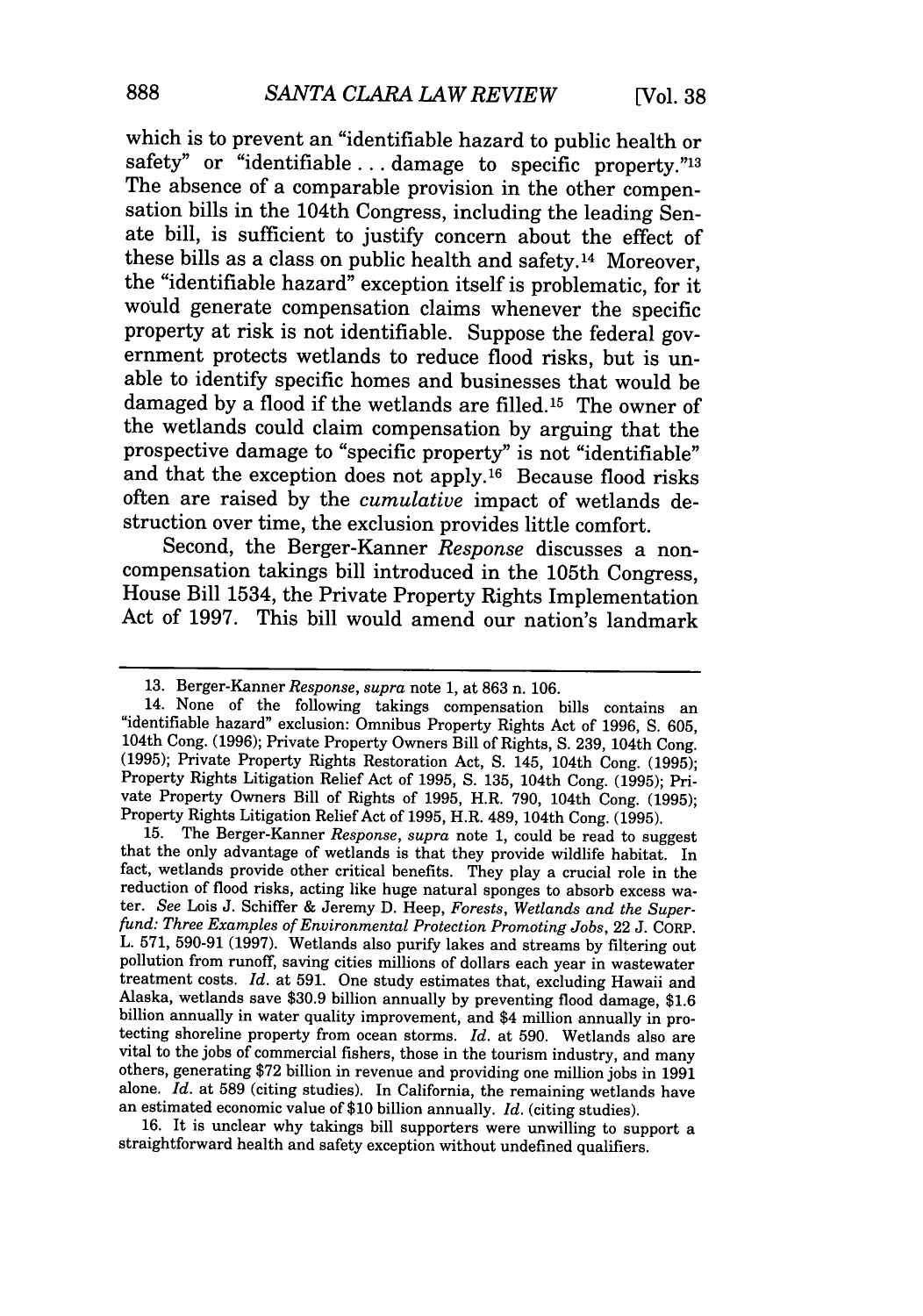which is to prevent an "identifiable hazard to public health or safety" or "identifiable . . . damage to specific property."[13] The absence of a comparable provision in the other compensation bills in the 104th Congress, including the leading Senate bill, is sufficient to justify concern about the effect of these bills as a class on public health and safety.[14] Moreover, the "identifiable hazard" exception itself is problematic, for it would generate compensation claims whenever the specific property at risk is not identifiable. Suppose the federal government protects wetlands to reduce flood risks, but is unable to identify specific homes and businesses that would be damaged by a flood if the wetlands are filled.[15] The owner of the wetlands could claim compensation by arguing that the prospective damage to "specific property" is not "identifiable" and that the exception does not apply.[16] Because flood risks often are raised by the *cumulative* impact of wetlands destruction over time, the exclusion provides little comfort.

Second, the Berger-Kanner *Response* discusses a non-compensation takings bill introduced in the 105th Congress, House Bill 1534, the Private Property Rights Implementation Act of 1997. This bill would amend our nation's landmark

---

13. Berger-Kanner *Response*, *supra* note 1, at 863 n. 106.

14. None of the following takings compensation bills contains an "identifiable hazard" exclusion: Omnibus Property Rights Act of 1996, S. 605, 104th Cong. (1996); Private Property Owners Bill of Rights, S. 239, 104th Cong. (1995); Private Property Rights Restoration Act, S. 145, 104th Cong. (1995); Property Rights Litigation Relief Act of 1995, S. 135, 104th Cong. (1995); Private Property Owners Bill of Rights of 1995, H.R. 790, 104th Cong. (1995); Property Rights Litigation Relief Act of 1995, H.R. 489, 104th Cong. (1995).

15. The Berger-Kanner *Response*, *supra* note 1, could be read to suggest that the only advantage of wetlands is that they provide wildlife habitat. In fact, wetlands provide other critical benefits. They play a crucial role in the reduction of flood risks, acting like huge natural sponges to absorb excess water. *See* Lois J. Schiffer & Jeremy D. Heep, *Forests, Wetlands and the Superfund: Three Examples of Environmental Protection Promoting Jobs*, 22 J. CORP. L. 571, 590-91 (1997). Wetlands also purify lakes and streams by filtering out pollution from runoff, saving cities millions of dollars each year in wastewater treatment costs. *Id.* at 591. One study estimates that, excluding Hawaii and Alaska, wetlands save $30.9 billion annually by preventing flood damage, $1.6 billion annually in water quality improvement, and $4 million annually in protecting shoreline property from ocean storms. *Id.* at 590. Wetlands also are vital to the jobs of commercial fishers, those in the tourism industry, and many others, generating $72 billion in revenue and providing one million jobs in 1991 alone. *Id.* at 589 (citing studies). In California, the remaining wetlands have an estimated economic value of $10 billion annually. *Id.* (citing studies).

16. It is unclear why takings bill supporters were unwilling to support a straightforward health and safety exception without undefined qualifiers.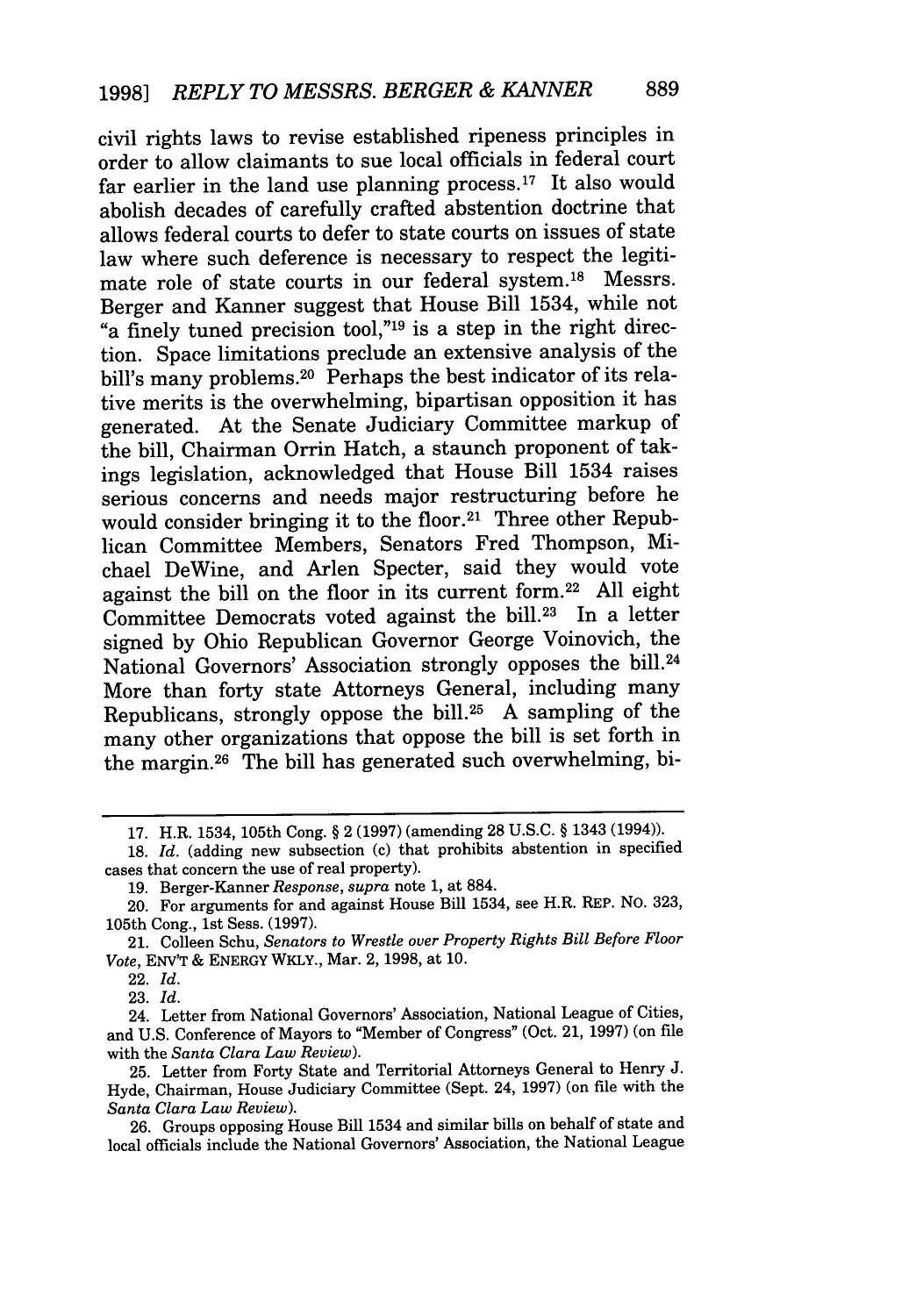civil rights laws to revise established ripeness principles in order to allow claimants to sue local officials in federal court far earlier in the land use planning process.[17] It also would abolish decades of carefully crafted abstention doctrine that allows federal courts to defer to state courts on issues of state law where such deference is necessary to respect the legitimate role of state courts in our federal system.[18] Messrs. Berger and Kanner suggest that House Bill 1534, while not "a finely tuned precision tool,"[19] is a step in the right direction. Space limitations preclude an extensive analysis of the bill's many problems.[20] Perhaps the best indicator of its relative merits is the overwhelming, bipartisan opposition it has generated. At the Senate Judiciary Committee markup of the bill, Chairman Orrin Hatch, a staunch proponent of takings legislation, acknowledged that House Bill 1534 raises serious concerns and needs major restructuring before he would consider bringing it to the floor.[21] Three other Republican Committee Members, Senators Fred Thompson, Michael DeWine, and Arlen Specter, said they would vote against the bill on the floor in its current form.[22] All eight Committee Democrats voted against the bill.[23] In a letter signed by Ohio Republican Governor George Voinovich, the National Governors' Association strongly opposes the bill.[24] More than forty state Attorneys General, including many Republicans, strongly oppose the bill.[25] A sampling of the many other organizations that oppose the bill is set forth in the margin.[26] The bill has generated such overwhelming, bi-

---

17. H.R. 1534, 105th Cong. § 2 (1997) (amending 28 U.S.C. § 1343 (1994)).

18. *Id.* (adding new subsection (c) that prohibits abstention in specified cases that concern the use of real property).

19. Berger-Kanner *Response*, *supra* note 1, at 884.

20. For arguments for and against House Bill 1534, see H.R. REP. NO. 323, 105th Cong., 1st Sess. (1997).

21. Colleen Schu, *Senators to Wrestle over Property Rights Bill Before Floor Vote*, ENV'T & ENERGY WKLY., Mar. 2, 1998, at 10.

22. *Id.*

23. *Id.*

24. Letter from National Governors' Association, National League of Cities, and U.S. Conference of Mayors to "Member of Congress" (Oct. 21, 1997) (on file with the *Santa Clara Law Review*).

25. Letter from Forty State and Territorial Attorneys General to Henry J. Hyde, Chairman, House Judiciary Committee (Sept. 24, 1997) (on file with the *Santa Clara Law Review*).

26. Groups opposing House Bill 1534 and similar bills on behalf of state and local officials include the National Governors' Association, the National League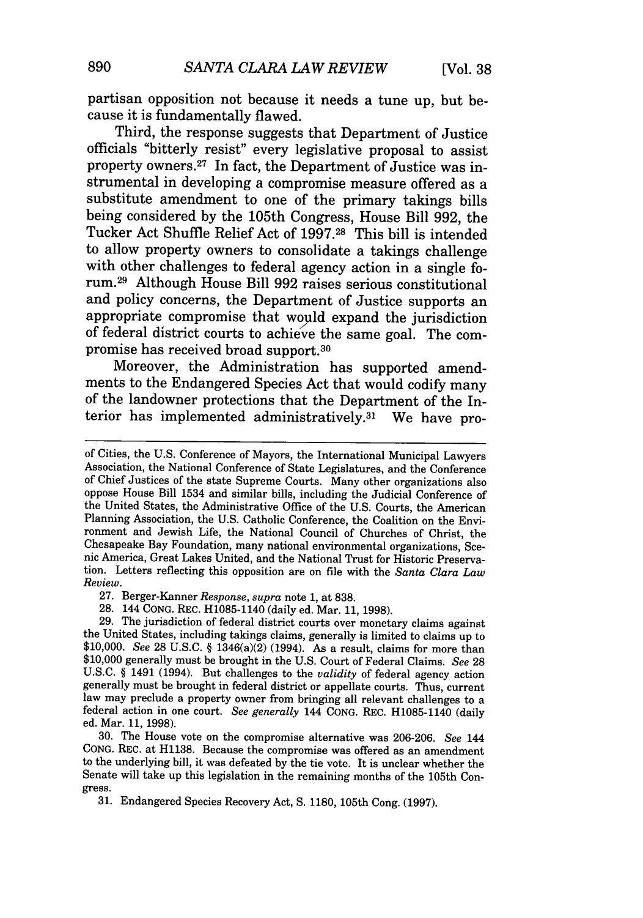partisan opposition not because it needs a tune up, but because it is fundamentally flawed.

Third, the response suggests that Department of Justice officials "bitterly resist" every legislative proposal to assist property owners.[27] In fact, the Department of Justice was instrumental in developing a compromise measure offered as a substitute amendment to one of the primary takings bills being considered by the 105th Congress, House Bill 992, the Tucker Act Shuffle Relief Act of 1997.[28] This bill is intended to allow property owners to consolidate a takings challenge with other challenges to federal agency action in a single forum.[29] Although House Bill 992 raises serious constitutional and policy concerns, the Department of Justice supports an appropriate compromise that would expand the jurisdiction of federal district courts to achieve the same goal. The compromise has received broad support.[30]

Moreover, the Administration has supported amendments to the Endangered Species Act that would codify many of the landowner protections that the Department of the Interior has implemented administratively.[31] We have pro-

---

of Cities, the U.S. Conference of Mayors, the International Municipal Lawyers Association, the National Conference of State Legislatures, and the Conference of Chief Justices of the state Supreme Courts. Many other organizations also oppose House Bill 1534 and similar bills, including the Judicial Conference of the United States, the Administrative Office of the U.S. Courts, the American Planning Association, the U.S. Catholic Conference, the Coalition on the Environment and Jewish Life, the National Council of Churches of Christ, the Chesapeake Bay Foundation, many national environmental organizations, Scenic America, Great Lakes United, and the National Trust for Historic Preservation. Letters reflecting this opposition are on file with the *Santa Clara Law Review*.

27. Berger-Kanner *Response*, *supra* note 1, at 838.

28. 144 CONG. REC. H1085-1140 (daily ed. Mar. 11, 1998).

29. The jurisdiction of federal district courts over monetary claims against the United States, including takings claims, generally is limited to claims up to $10,000. *See* 28 U.S.C. § 1346(a)(2) (1994). As a result, claims for more than $10,000 generally must be brought in the U.S. Court of Federal Claims. *See* 28 U.S.C. § 1491 (1994). But challenges to the *validity* of federal agency action generally must be brought in federal district or appellate courts. Thus, current law may preclude a property owner from bringing all relevant challenges to a federal action in one court. *See generally* 144 CONG. REC. H1085-1140 (daily ed. Mar. 11, 1998).

30. The House vote on the compromise alternative was 206-206. *See* 144 CONG. REC. at H1138. Because the compromise was offered as an amendment to the underlying bill, it was defeated by the tie vote. It is unclear whether the Senate will take up this legislation in the remaining months of the 105th Congress.

31. Endangered Species Recovery Act, S. 1180, 105th Cong. (1997).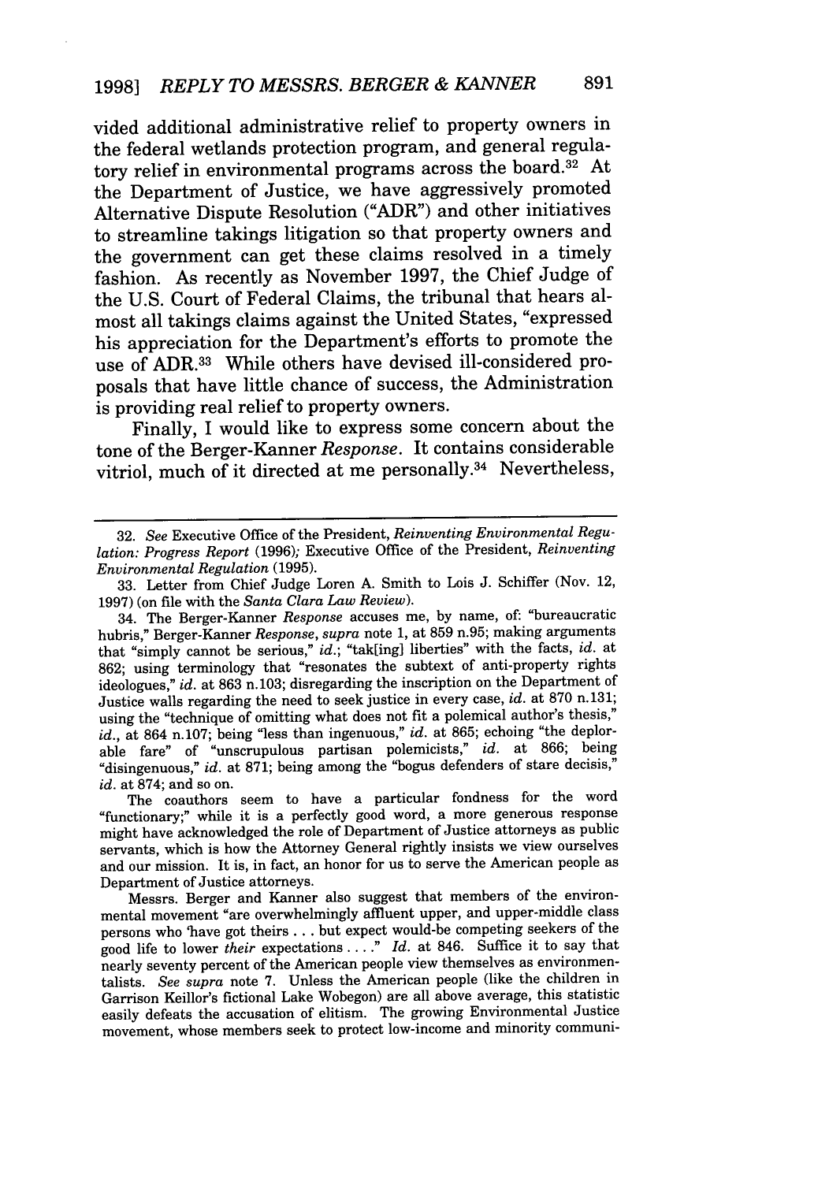vided additional administrative relief to property owners in the federal wetlands protection program, and general regulatory relief in environmental programs across the board.[32] At the Department of Justice, we have aggressively promoted Alternative Dispute Resolution ("ADR") and other initiatives to streamline takings litigation so that property owners and the government can get these claims resolved in a timely fashion. As recently as November 1997, the Chief Judge of the U.S. Court of Federal Claims, the tribunal that hears almost all takings claims against the United States, "expressed his appreciation for the Department's efforts to promote the use of ADR.[33] While others have devised ill-considered proposals that have little chance of success, the Administration is providing real relief to property owners.

Finally, I would like to express some concern about the tone of the Berger-Kanner *Response*. It contains considerable vitriol, much of it directed at me personally.[34] Nevertheless,

---

32. *See* Executive Office of the President, *Reinventing Environmental Regulation: Progress Report* (1996); Executive Office of the President, *Reinventing Environmental Regulation* (1995).

33. Letter from Chief Judge Loren A. Smith to Lois J. Schiffer (Nov. 12, 1997) (on file with the *Santa Clara Law Review*).

34. The Berger-Kanner *Response* accuses me, by name, of: "bureaucratic hubris," Berger-Kanner *Response*, *supra* note 1, at 859 n.95; making arguments that "simply cannot be serious," *id.*; "tak[ing] liberties" with the facts, *id.* at 862; using terminology that "resonates the subtext of anti-property rights ideologues," *id.* at 863 n.103; disregarding the inscription on the Department of Justice walls regarding the need to seek justice in every case, *id.* at 870 n.131; using the "technique of omitting what does not fit a polemical author's thesis," *id.*, at 864 n.107; being "less than ingenuous," *id.* at 865; echoing "the deplorable fare" of "unscrupulous partisan polemicists," *id.* at 866; being "disingenuous," *id.* at 871; being among the "bogus defenders of stare decisis," *id.* at 874; and so on.

The coauthors seem to have a particular fondness for the word "functionary;" while it is a perfectly good word, a more generous response might have acknowledged the role of Department of Justice attorneys as public servants, which is how the Attorney General rightly insists we view ourselves and our mission. It is, in fact, an honor for us to serve the American people as Department of Justice attorneys.

Messrs. Berger and Kanner also suggest that members of the environmental movement "are overwhelmingly affluent upper, and upper-middle class persons who 'have got theirs . . . but expect would-be competing seekers of the good life to lower *their* expectations . . . ." *Id.* at 846. Suffice it to say that nearly seventy percent of the American people view themselves as environmentalists. *See supra* note 7. Unless the American people (like the children in Garrison Keillor's fictional Lake Wobegon) are all above average, this statistic easily defeats the accusation of elitism. The growing Environmental Justice movement, whose members seek to protect low-income and minority communi-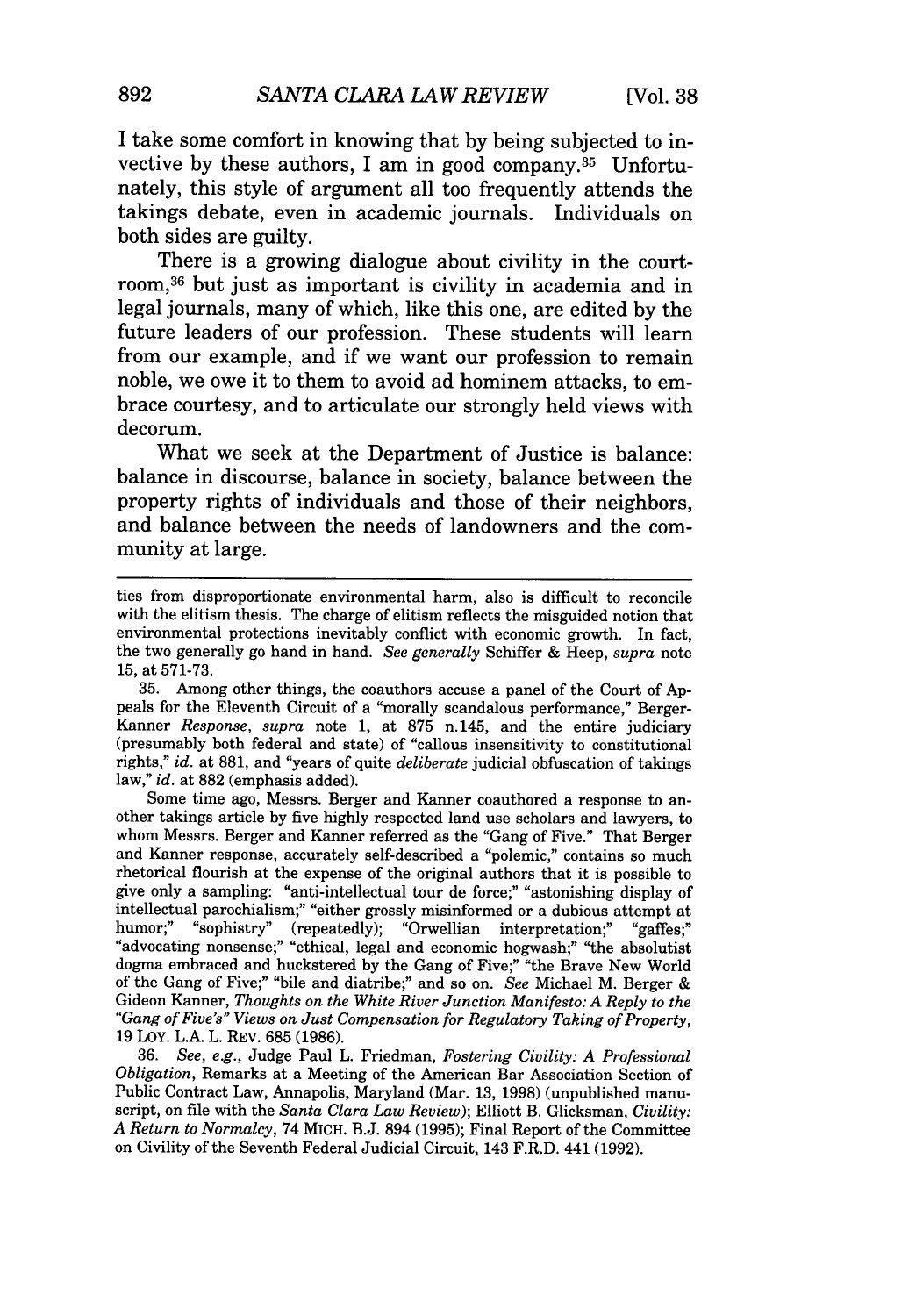I take some comfort in knowing that by being subjected to invective by these authors, I am in good company.[35] Unfortunately, this style of argument all too frequently attends the takings debate, even in academic journals. Individuals on both sides are guilty.

There is a growing dialogue about civility in the courtroom,[36] but just as important is civility in academia and in legal journals, many of which, like this one, are edited by the future leaders of our profession. These students will learn from our example, and if we want our profession to remain noble, we owe it to them to avoid ad hominem attacks, to embrace courtesy, and to articulate our strongly held views with decorum.

What we seek at the Department of Justice is balance: balance in discourse, balance in society, balance between the property rights of individuals and those of their neighbors, and balance between the needs of landowners and the community at large.

---

ties from disproportionate environmental harm, also is difficult to reconcile with the elitism thesis. The charge of elitism reflects the misguided notion that environmental protections inevitably conflict with economic growth. In fact, the two generally go hand in hand. *See generally* Schiffer & Heep, *supra* note 15, at 571-73.

35. Among other things, the coauthors accuse a panel of the Court of Appeals for the Eleventh Circuit of a "morally scandalous performance," Berger-Kanner *Response*, *supra* note 1, at 875 n.145, and the entire judiciary (presumably both federal and state) of "callous insensitivity to constitutional rights," *id.* at 881, and "years of quite *deliberate* judicial obfuscation of takings law," *id.* at 882 (emphasis added).

Some time ago, Messrs. Berger and Kanner coauthored a response to another takings article by five highly respected land use scholars and lawyers, to whom Messrs. Berger and Kanner referred as the "Gang of Five." That Berger and Kanner response, accurately self-described a "polemic," contains so much rhetorical flourish at the expense of the original authors that it is possible to give only a sampling: "anti-intellectual tour de force;" "astonishing display of intellectual parochialism;" "either grossly misinformed or a dubious attempt at humor;" "sophistry" (repeatedly); "Orwellian interpretation;" "gaffes;" "advocating nonsense;" "ethical, legal and economic hogwash;" "the absolutist dogma embraced and huckstered by the Gang of Five;" "the Brave New World of the Gang of Five;" "bile and diatribe;" and so on. *See* Michael M. Berger & Gideon Kanner, *Thoughts on the White River Junction Manifesto: A Reply to the "Gang of Five's" Views on Just Compensation for Regulatory Taking of Property*, 19 LOY. L.A. L. REV. 685 (1986).

36. *See, e.g.*, Judge Paul L. Friedman, *Fostering Civility: A Professional Obligation*, Remarks at a Meeting of the American Bar Association Section of Public Contract Law, Annapolis, Maryland (Mar. 13, 1998) (unpublished manuscript, on file with the *Santa Clara Law Review*); Elliott B. Glicksman, *Civility: A Return to Normalcy*, 74 MICH. B.J. 894 (1995); Final Report of the Committee on Civility of the Seventh Federal Judicial Circuit, 143 F.R.D. 441 (1992).